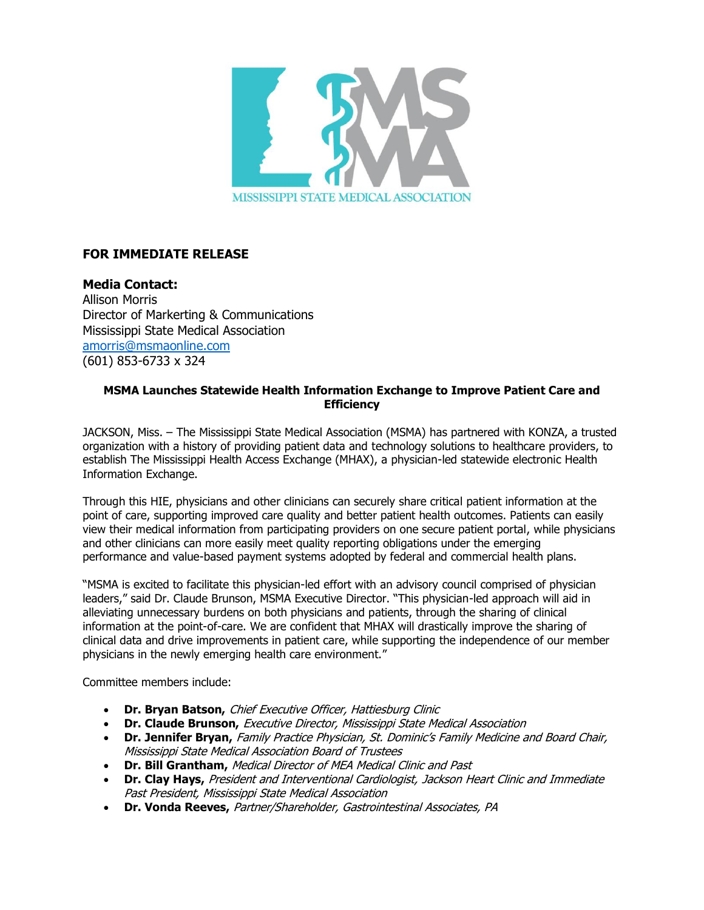MISSISSIPPI STATE MEDICAL ASSOCIATION

**FOR IMMEDIATE RELEASE**

**Media Contact:**
Allison Morris
Director of Markerting & Communications
Mississippi State Medical Association
amorris@msmaonline.com
(601) 853-6733 x 324

**MSMA Launches Statewide Health Information Exchange to Improve Patient Care and Efficiency**

JACKSON, Miss. – The Mississippi State Medical Association (MSMA) has partnered with KONZA, a trusted organization with a history of providing patient data and technology solutions to healthcare providers, to establish The Mississippi Health Access Exchange (MHAX), a physician-led statewide electronic Health Information Exchange.

Through this HIE, physicians and other clinicians can securely share critical patient information at the point of care, supporting improved care quality and better patient health outcomes. Patients can easily view their medical information from participating providers on one secure patient portal, while physicians and other clinicians can more easily meet quality reporting obligations under the emerging performance and value-based payment systems adopted by federal and commercial health plans.

"MSMA is excited to facilitate this physician-led effort with an advisory council comprised of physician leaders," said Dr. Claude Brunson, MSMA Executive Director. "This physician-led approach will aid in alleviating unnecessary burdens on both physicians and patients, through the sharing of clinical information at the point-of-care. We are confident that MHAX will drastically improve the sharing of clinical data and drive improvements in patient care, while supporting the independence of our member physicians in the newly emerging health care environment."

Committee members include:

- **Dr. Bryan Batson,** *Chief Executive Officer, Hattiesburg Clinic*
- **Dr. Claude Brunson,** *Executive Director, Mississippi State Medical Association*
- **Dr. Jennifer Bryan,** *Family Practice Physician, St. Dominic's Family Medicine and Board Chair, Mississippi State Medical Association Board of Trustees*
- **Dr. Bill Grantham,** *Medical Director of MEA Medical Clinic and Past*
- **Dr. Clay Hays,** *President and Interventional Cardiologist, Jackson Heart Clinic and Immediate Past President, Mississippi State Medical Association*
- **Dr. Vonda Reeves,** *Partner/Shareholder, Gastrointestinal Associates, PA*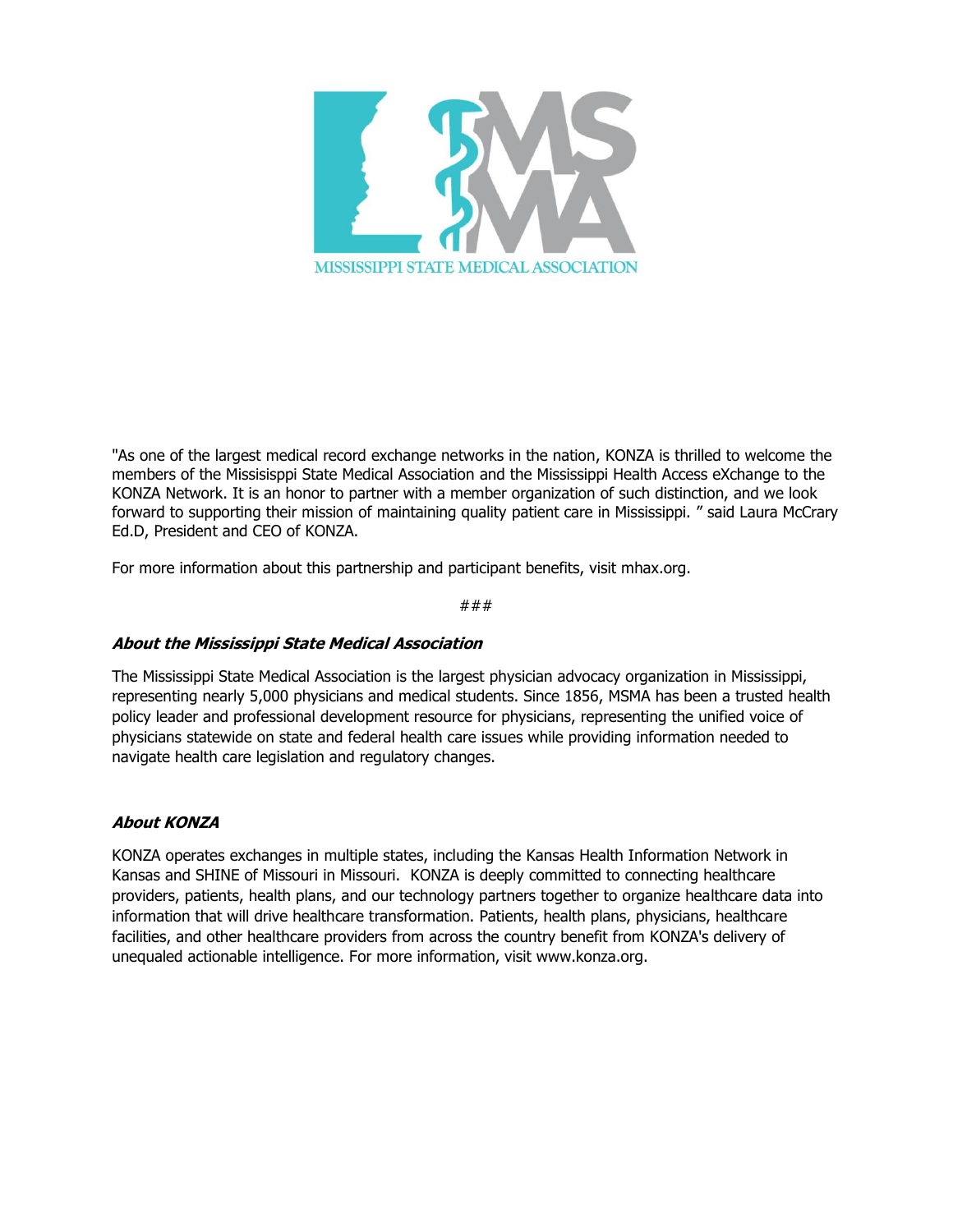"As one of the largest medical record exchange networks in the nation, KONZA is thrilled to welcome the members of the Missisisppi State Medical Association and the Mississippi Health Access eXchange to the KONZA Network. It is an honor to partner with a member organization of such distinction, and we look forward to supporting their mission of maintaining quality patient care in Mississippi. " said Laura McCrary Ed.D, President and CEO of KONZA.

For more information about this partnership and participant benefits, visit mhax.org.

###

***About the Mississippi State Medical Association***

The Mississippi State Medical Association is the largest physician advocacy organization in Mississippi, representing nearly 5,000 physicians and medical students. Since 1856, MSMA has been a trusted health policy leader and professional development resource for physicians, representing the unified voice of physicians statewide on state and federal health care issues while providing information needed to navigate health care legislation and regulatory changes.

***About KONZA***

KONZA operates exchanges in multiple states, including the Kansas Health Information Network in Kansas and SHINE of Missouri in Missouri. KONZA is deeply committed to connecting healthcare providers, patients, health plans, and our technology partners together to organize healthcare data into information that will drive healthcare transformation. Patients, health plans, physicians, healthcare facilities, and other healthcare providers from across the country benefit from KONZA's delivery of unequaled actionable intelligence. For more information, visit www.konza.org.